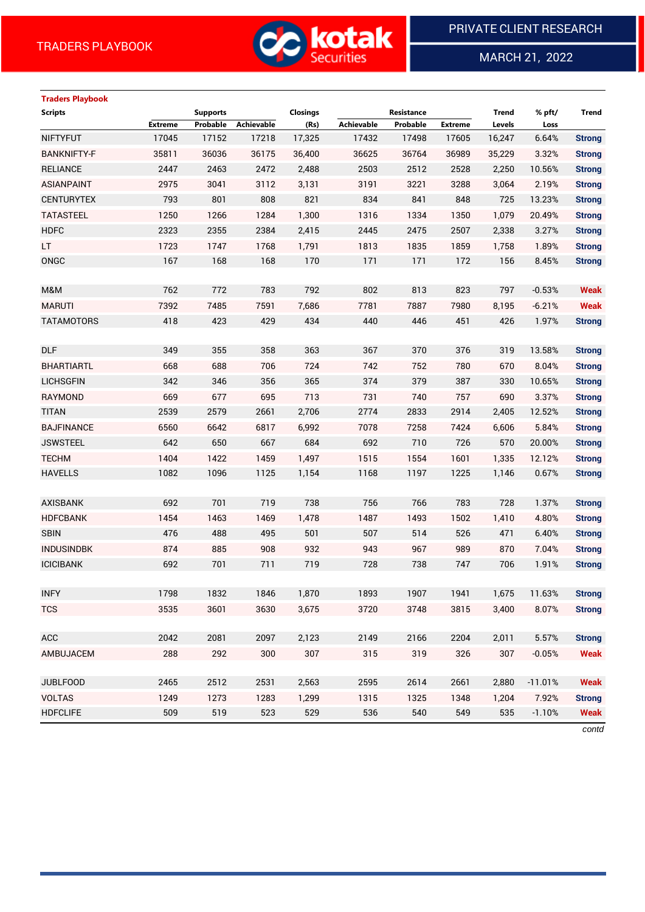TRADERS PLAYBOOK

PRIVATE CLIENT RESEARCH

MARCH 21, 2022

## Traders Playbook

| Scripts | Supports | | | Closings | Resistance | | | Trend | % pft/ | Trend |
|---|---|---|---|---|---|---|---|---|---|---|
| | Extreme | Probable | Achievable | (Rs) | Achievable | Probable | Extreme | Levels | Loss | |
| NIFTYFUT | 17045 | 17152 | 17218 | 17,325 | 17432 | 17498 | 17605 | 16,247 | 6.64% | Strong |
| BANKNIFTY-F | 35811 | 36036 | 36175 | 36,400 | 36625 | 36764 | 36989 | 35,229 | 3.32% | Strong |
| RELIANCE | 2447 | 2463 | 2472 | 2,488 | 2503 | 2512 | 2528 | 2,250 | 10.56% | Strong |
| ASIANPAINT | 2975 | 3041 | 3112 | 3,131 | 3191 | 3221 | 3288 | 3,064 | 2.19% | Strong |
| CENTURYTEX | 793 | 801 | 808 | 821 | 834 | 841 | 848 | 725 | 13.23% | Strong |
| TATASTEEL | 1250 | 1266 | 1284 | 1,300 | 1316 | 1334 | 1350 | 1,079 | 20.49% | Strong |
| HDFC | 2323 | 2355 | 2384 | 2,415 | 2445 | 2475 | 2507 | 2,338 | 3.27% | Strong |
| LT | 1723 | 1747 | 1768 | 1,791 | 1813 | 1835 | 1859 | 1,758 | 1.89% | Strong |
| ONGC | 167 | 168 | 168 | 170 | 171 | 171 | 172 | 156 | 8.45% | Strong |
| | | | | | | | | | | |
| M&M | 762 | 772 | 783 | 792 | 802 | 813 | 823 | 797 | -0.53% | Weak |
| MARUTI | 7392 | 7485 | 7591 | 7,686 | 7781 | 7887 | 7980 | 8,195 | -6.21% | Weak |
| TATAMOTORS | 418 | 423 | 429 | 434 | 440 | 446 | 451 | 426 | 1.97% | Strong |
| | | | | | | | | | | |
| DLF | 349 | 355 | 358 | 363 | 367 | 370 | 376 | 319 | 13.58% | Strong |
| BHARTIARTL | 668 | 688 | 706 | 724 | 742 | 752 | 780 | 670 | 8.04% | Strong |
| LICHSGFIN | 342 | 346 | 356 | 365 | 374 | 379 | 387 | 330 | 10.65% | Strong |
| RAYMOND | 669 | 677 | 695 | 713 | 731 | 740 | 757 | 690 | 3.37% | Strong |
| TITAN | 2539 | 2579 | 2661 | 2,706 | 2774 | 2833 | 2914 | 2,405 | 12.52% | Strong |
| BAJFINANCE | 6560 | 6642 | 6817 | 6,992 | 7078 | 7258 | 7424 | 6,606 | 5.84% | Strong |
| JSWSTEEL | 642 | 650 | 667 | 684 | 692 | 710 | 726 | 570 | 20.00% | Strong |
| TECHM | 1404 | 1422 | 1459 | 1,497 | 1515 | 1554 | 1601 | 1,335 | 12.12% | Strong |
| HAVELLS | 1082 | 1096 | 1125 | 1,154 | 1168 | 1197 | 1225 | 1,146 | 0.67% | Strong |
| | | | | | | | | | | |
| AXISBANK | 692 | 701 | 719 | 738 | 756 | 766 | 783 | 728 | 1.37% | Strong |
| HDFCBANK | 1454 | 1463 | 1469 | 1,478 | 1487 | 1493 | 1502 | 1,410 | 4.80% | Strong |
| SBIN | 476 | 488 | 495 | 501 | 507 | 514 | 526 | 471 | 6.40% | Strong |
| INDUSINDBK | 874 | 885 | 908 | 932 | 943 | 967 | 989 | 870 | 7.04% | Strong |
| ICICIBANK | 692 | 701 | 711 | 719 | 728 | 738 | 747 | 706 | 1.91% | Strong |
| | | | | | | | | | | |
| INFY | 1798 | 1832 | 1846 | 1,870 | 1893 | 1907 | 1941 | 1,675 | 11.63% | Strong |
| TCS | 3535 | 3601 | 3630 | 3,675 | 3720 | 3748 | 3815 | 3,400 | 8.07% | Strong |
| | | | | | | | | | | |
| ACC | 2042 | 2081 | 2097 | 2,123 | 2149 | 2166 | 2204 | 2,011 | 5.57% | Strong |
| AMBUJACEM | 288 | 292 | 300 | 307 | 315 | 319 | 326 | 307 | -0.05% | Weak |
| | | | | | | | | | | |
| JUBLFOOD | 2465 | 2512 | 2531 | 2,563 | 2595 | 2614 | 2661 | 2,880 | -11.01% | Weak |
| VOLTAS | 1249 | 1273 | 1283 | 1,299 | 1315 | 1325 | 1348 | 1,204 | 7.92% | Strong |
| HDFCLIFE | 509 | 519 | 523 | 529 | 536 | 540 | 549 | 535 | -1.10% | Weak |

*contd*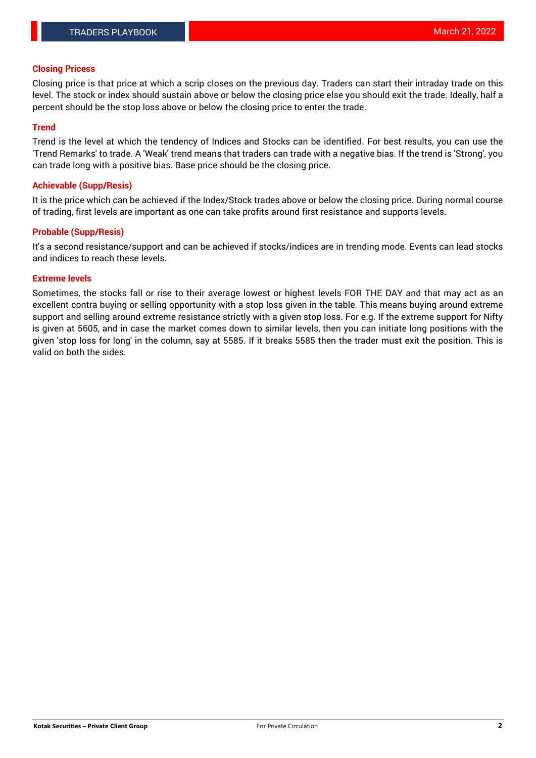## Closing Pricess

Closing price is that price at which a scrip closes on the previous day. Traders can start their intraday trade on this level. The stock or index should sustain above or below the closing price else you should exit the trade. Ideally, half a percent should be the stop loss above or below the closing price to enter the trade.

## Trend

Trend is the level at which the tendency of Indices and Stocks can be identified. For best results, you can use the 'Trend Remarks' to trade. A 'Weak' trend means that traders can trade with a negative bias. If the trend is 'Strong', you can trade long with a positive bias. Base price should be the closing price.

## Achievable (Supp/Resis)

It is the price which can be achieved if the Index/Stock trades above or below the closing price. During normal course of trading, first levels are important as one can take profits around first resistance and supports levels.

## Probable (Supp/Resis)

It's a second resistance/support and can be achieved if stocks/indices are in trending mode. Events can lead stocks and indices to reach these levels.

## Extreme levels

Sometimes, the stocks fall or rise to their average lowest or highest levels FOR THE DAY and that may act as an excellent contra buying or selling opportunity with a stop loss given in the table. This means buying around extreme support and selling around extreme resistance strictly with a given stop loss. For e.g. If the extreme support for Nifty is given at 5605, and in case the market comes down to similar levels, then you can initiate long positions with the given 'stop loss for long' in the column, say at 5585. If it breaks 5585 then the trader must exit the position. This is valid on both the sides.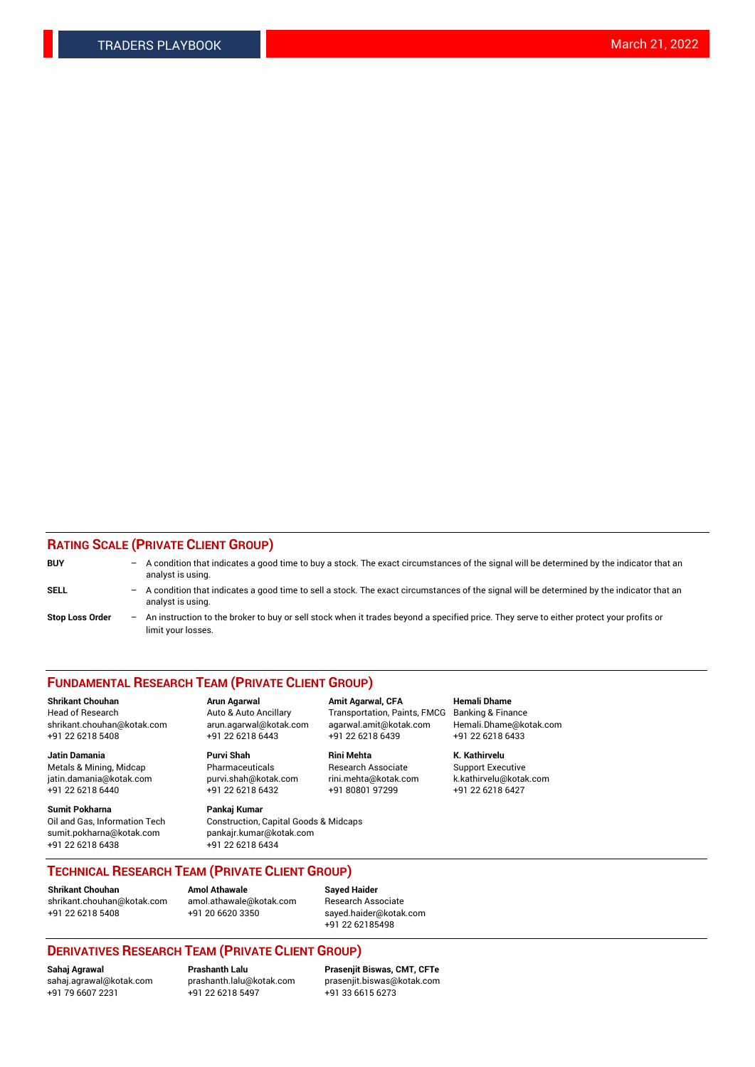## RATING SCALE (PRIVATE CLIENT GROUP)

**BUY** – A condition that indicates a good time to buy a stock. The exact circumstances of the signal will be determined by the indicator that an analyst is using.

**SELL** – A condition that indicates a good time to sell a stock. The exact circumstances of the signal will be determined by the indicator that an analyst is using.

**Stop Loss Order** – An instruction to the broker to buy or sell stock when it trades beyond a specified price. They serve to either protect your profits or limit your losses.

## FUNDAMENTAL RESEARCH TEAM (PRIVATE CLIENT GROUP)

**Shrikant Chouhan**
Head of Research
shrikant.chouhan@kotak.com
+91 22 6218 5408

**Arun Agarwal**
Auto & Auto Ancillary
arun.agarwal@kotak.com
+91 22 6218 6443

**Amit Agarwal, CFA**
Transportation, Paints, FMCG
agarwal.amit@kotak.com
+91 22 6218 6439

**Hemali Dhame**
Banking & Finance
Hemali.Dhame@kotak.com
+91 22 6218 6433

**Jatin Damania**
Metals & Mining, Midcap
jatin.damania@kotak.com
+91 22 6218 6440

**Purvi Shah**
Pharmaceuticals
purvi.shah@kotak.com
+91 22 6218 6432

**Rini Mehta**
Research Associate
rini.mehta@kotak.com
+91 80801 97299

**K. Kathirvelu**
Support Executive
k.kathirvelu@kotak.com
+91 22 6218 6427

**Sumit Pokharna**
Oil and Gas, Information Tech
sumit.pokharna@kotak.com
+91 22 6218 6438

**Pankaj Kumar**
Construction, Capital Goods & Midcaps
pankajr.kumar@kotak.com
+91 22 6218 6434

## TECHNICAL RESEARCH TEAM (PRIVATE CLIENT GROUP)

**Shrikant Chouhan**
shrikant.chouhan@kotak.com
+91 22 6218 5408

**Amol Athawale**
amol.athawale@kotak.com
+91 20 6620 3350

**Sayed Haider**
Research Associate
sayed.haider@kotak.com
+91 22 62185498

## DERIVATIVES RESEARCH TEAM (PRIVATE CLIENT GROUP)

**Sahaj Agrawal**
sahaj.agrawal@kotak.com
+91 79 6607 2231

**Prashanth Lalu**
prashanth.lalu@kotak.com
+91 22 6218 5497

**Prasenjit Biswas, CMT, CFTe**
prasenjit.biswas@kotak.com
+91 33 6615 6273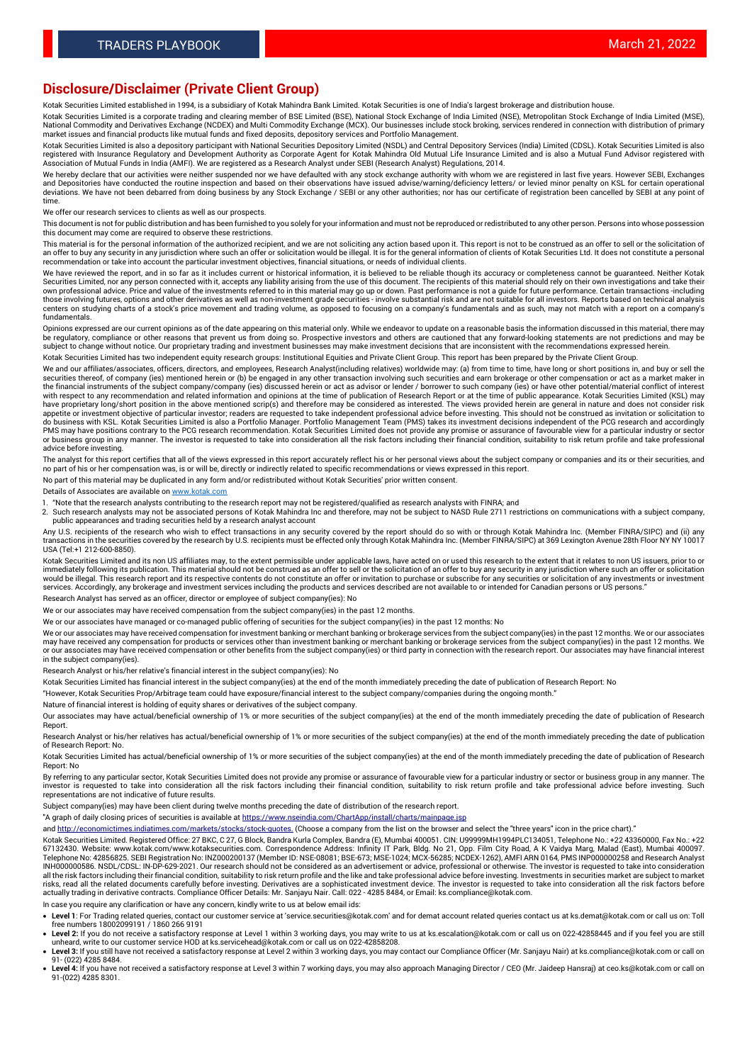## Disclosure/Disclaimer (Private Client Group)

Kotak Securities Limited established in 1994, is a subsidiary of Kotak Mahindra Bank Limited. Kotak Securities is one of India's largest brokerage and distribution house.

Kotak Securities Limited is a corporate trading and clearing member of BSE Limited (BSE), National Stock Exchange of India Limited (NSE), Metropolitan Stock Exchange of India Limited (MSE), National Commodity and Derivatives Exchange (NCDEX) and Multi Commodity Exchange (MCX). Our businesses include stock broking, services rendered in connection with distribution of primary market issues and financial products like mutual funds and fixed deposits, depository services and Portfolio Management.

Kotak Securities Limited is also a depository participant with National Securities Depository Limited (NSDL) and Central Depository Services (India) Limited (CDSL). Kotak Securities Limited is also registered with Insurance Regulatory and Development Authority as Corporate Agent for Kotak Mahindra Old Mutual Life Insurance Limited and is also a Mutual Fund Advisor registered with Association of Mutual Funds in India (AMFI). We are registered as a Research Analyst under SEBI (Research Analyst) Regulations, 2014.

We hereby declare that our activities were neither suspended nor we have defaulted with any stock exchange authority with whom we are registered in last five years. However SEBI, Exchanges and Depositories have conducted the routine inspection and based on their observations have issued advise/warning/deficiency letters/ or levied minor penalty on KSL for certain operational deviations. We have not been debarred from doing business by any Stock Exchange / SEBI or any other authorities; nor has our certificate of registration been cancelled by SEBI at any point of time.

We offer our research services to clients as well as our prospects.

This document is not for public distribution and has been furnished to you solely for your information and must not be reproduced or redistributed to any other person. Persons into whose possession this document may come are required to observe these restrictions.

This material is for the personal information of the authorized recipient, and we are not soliciting any action based upon it. This report is not to be construed as an offer to sell or the solicitation of an offer to buy any security in any jurisdiction where such an offer or solicitation would be illegal. It is for the general information of clients of Kotak Securities Ltd. It does not constitute a personal recommendation or take into account the particular investment objectives, financial situations, or needs of individual clients.

We have reviewed the report, and in so far as it includes current or historical information, it is believed to be reliable though its accuracy or completeness cannot be guaranteed. Neither Kotak Securities Limited, nor any person connected with it, accepts any liability arising from the use of this document. The recipients of this material should rely on their own investigations and take their own professional advice. Price and value of the investments referred to in this material may go up or down. Past performance is not a guide for future performance. Certain transactions -including those involving futures, options and other derivatives as well as non-investment grade securities - involve substantial risk and are not suitable for all investors. Reports based on technical analysis centers on studying charts of a stock's price movement and trading volume, as opposed to focusing on a company's fundamentals and as such, may not match with a report on a company's fundamentals.

Opinions expressed are our current opinions as of the date appearing on this material only. While we endeavor to update on a reasonable basis the information discussed in this material, there may be regulatory, compliance or other reasons that prevent us from doing so. Prospective investors and others are cautioned that any forward-looking statements are not predictions and may be subject to change without notice. Our proprietary trading and investment businesses may make investment decisions that are inconsistent with the recommendations expressed herein.

Kotak Securities Limited has two independent equity research groups: Institutional Equities and Private Client Group. This report has been prepared by the Private Client Group.

We and our affiliates/associates, officers, directors, and employees, Research Analyst(including relatives) worldwide may: (a) from time to time, have long or short positions in, and buy or sell the securities thereof, of company (ies) mentioned herein or (b) be engaged in any other transaction involving such securities and earn brokerage or other compensation or act as a market maker in the financial instruments of the subject company/company (ies) discussed herein or act as advisor or lender / borrower to such company (ies) or have other potential/material conflict of interest with respect to any recommendation and related information and opinions at the time of publication of Research Report or at the time of public appearance. Kotak Securities Limited (KSL) may have proprietary long/short position in the above mentioned scrip(s) and therefore may be considered as interested. The views provided herein are general in nature and does not consider risk appetite or investment objective of particular investor; readers are requested to take independent professional advice before investing. This should not be construed as invitation or solicitation to do business with KSL. Kotak Securities Limited is also a Portfolio Manager. Portfolio Management Team (PMS) takes its investment decisions independent of the PCG research and accordingly PMS may have positions contrary to the PCG research recommendation. Kotak Securities Limited does not provide any promise or assurance of favourable view for a particular industry or sector or business group in any manner. The investor is requested to take into consideration all the risk factors including their financial condition, suitability to risk return profile and take professional advice before investing.

The analyst for this report certifies that all of the views expressed in this report accurately reflect his or her personal views about the subject company or companies and its or their securities, and no part of his or her compensation was, is or will be, directly or indirectly related to specific recommendations or views expressed in this report.

No part of this material may be duplicated in any form and/or redistributed without Kotak Securities' prior written consent.

Details of Associates are available on www.kotak.com

1. "Note that the research analysts contributing to the research report may not be registered/qualified as research analysts with FINRA; and
2. Such research analysts may not be associated persons of Kotak Mahindra Inc and therefore, may not be subject to NASD Rule 2711 restrictions on communications with a subject company, public appearances and trading securities held by a research analyst account

Any U.S. recipients of the research who wish to effect transactions in any security covered by the report should do so with or through Kotak Mahindra Inc. (Member FINRA/SIPC) and (ii) any transactions in the securities covered by the research by U.S. recipients must be effected only through Kotak Mahindra Inc. (Member FINRA/SIPC) at 369 Lexington Avenue 28th Floor NY NY 10017 USA (Tel:+1 212-600-8850).

Kotak Securities Limited and its non US affiliates may, to the extent permissible under applicable laws, have acted on or used this research to the extent that it relates to non US issuers, prior to or immediately following its publication. This material should not be construed as an offer to sell or the solicitation of an offer to buy any security in any jurisdiction where such an offer or solicitation would be illegal. This research report and its respective contents do not constitute an offer or invitation to purchase or subscribe for any securities or solicitation of any investments or investment services. Accordingly, any brokerage and investment services including the products and services described are not available to or intended for Canadian persons or US persons."

Research Analyst has served as an officer, director or employee of subject company(ies): No

We or our associates may have received compensation from the subject company(ies) in the past 12 months.

We or our associates have managed or co-managed public offering of securities for the subject company(ies) in the past 12 months: No

We or our associates may have received compensation for investment banking or merchant banking or brokerage services from the subject company(ies) in the past 12 months. We or our associates may have received any compensation for products or services other than investment banking or merchant banking or brokerage services from the subject company(ies) in the past 12 months. We or our associates may have received compensation or other benefits from the subject company(ies) or third party in connection with the research report. Our associates may have financial interest in the subject company(ies).

Research Analyst or his/her relative's financial interest in the subject company(ies): No

Kotak Securities Limited has financial interest in the subject company(ies) at the end of the month immediately preceding the date of publication of Research Report: No

"However, Kotak Securities Prop/Arbitrage team could have exposure/financial interest to the subject company/companies during the ongoing month."

Nature of financial interest is holding of equity shares or derivatives of the subject company.

Our associates may have actual/beneficial ownership of 1% or more securities of the subject company(ies) at the end of the month immediately preceding the date of publication of Research Report.

Research Analyst or his/her relatives has actual/beneficial ownership of 1% or more securities of the subject company(ies) at the end of the month immediately preceding the date of publication of Research Report: No.

Kotak Securities Limited has actual/beneficial ownership of 1% or more securities of the subject company(ies) at the end of the month immediately preceding the date of publication of Research Report: No

By referring to any particular sector, Kotak Securities Limited does not provide any promise or assurance of favourable view for a particular industry or sector or business group in any manner. The investor is requested to take into consideration all the risk factors including their financial condition, suitability to risk return profile and take professional advice before investing. Such representations are not indicative of future results.

Subject company(ies) may have been client during twelve months preceding the date of distribution of the research report.

"A graph of daily closing prices of securities is available at https://www.nseindia.com/ChartApp/install/charts/mainpage.jsp

and http://economictimes.indiatimes.com/markets/stocks/stock-quotes. (Choose a company from the list on the browser and select the "three years" icon in the price chart)."

Kotak Securities Limited. Registered Office: 27 BKC, C 27, G Block, Bandra Kurla Complex, Bandra (E), Mumbai 400051. CIN: U99999MH1994PLC134051, Telephone No.: +22 43360000, Fax No.: +22 67132430. Website: www.kotak.com/www.kotaksecurities.com. Correspondence Address: Infinity IT Park, Bldg. No 21, Opp. Film City Road, A K Vaidya Marg, Malad (East), Mumbai 400097. Telephone No: 42856825. SEBI Registration No: INZ000200137 (Member ID: NSE-08081; BSE-673; MSE-1024; MCX-56285; NCDEX-1262), AMFI ARN 0164, PMS INP000000258 and Research Analyst INH000000586. NSDL/CDSL: IN-DP-629-2021. Our research should not be considered as an advertisement or advice, professional or otherwise. The investor is requested to take into consideration all the risk factors including their financial condition, suitability to risk return profile and the like and take professional advice before investing. Investments in securities market are subject to market risks, read all the related documents carefully before investing. Derivatives are a sophisticated investment device. The investor is requested to take into consideration all the risk factors before actually trading in derivative contracts. Compliance Officer Details: Mr. Sanjayu Nair. Call: 022 - 4285 8484, or Email: ks.compliance@kotak.com.

In case you require any clarification or have any concern, kindly write to us at below email ids:

- **Level 1**: For Trading related queries, contact our customer service at 'service.securities@kotak.com' and for demat account related queries contact us at ks.demat@kotak.com or call us on: Toll free numbers 18002099191 / 1860 266 9191
- **Level 2:** If you do not receive a satisfactory response at Level 1 within 3 working days, you may write to us at ks.escalation@kotak.com or call us on 022-42858445 and if you feel you are still unheard, write to our customer service HOD at ks.servicehead@kotak.com or call us on 022-42858208.
- **Level 3:** If you still have not received a satisfactory response at Level 2 within 3 working days, you may contact our Compliance Officer (Mr. Sanjayu Nair) at ks.compliance@kotak.com or call on 91- (022) 4285 8484.
- **Level 4:** If you have not received a satisfactory response at Level 3 within 7 working days, you may also approach Managing Director / CEO (Mr. Jaideep Hansraj) at ceo.ks@kotak.com or call on 91-(022) 4285 8301.